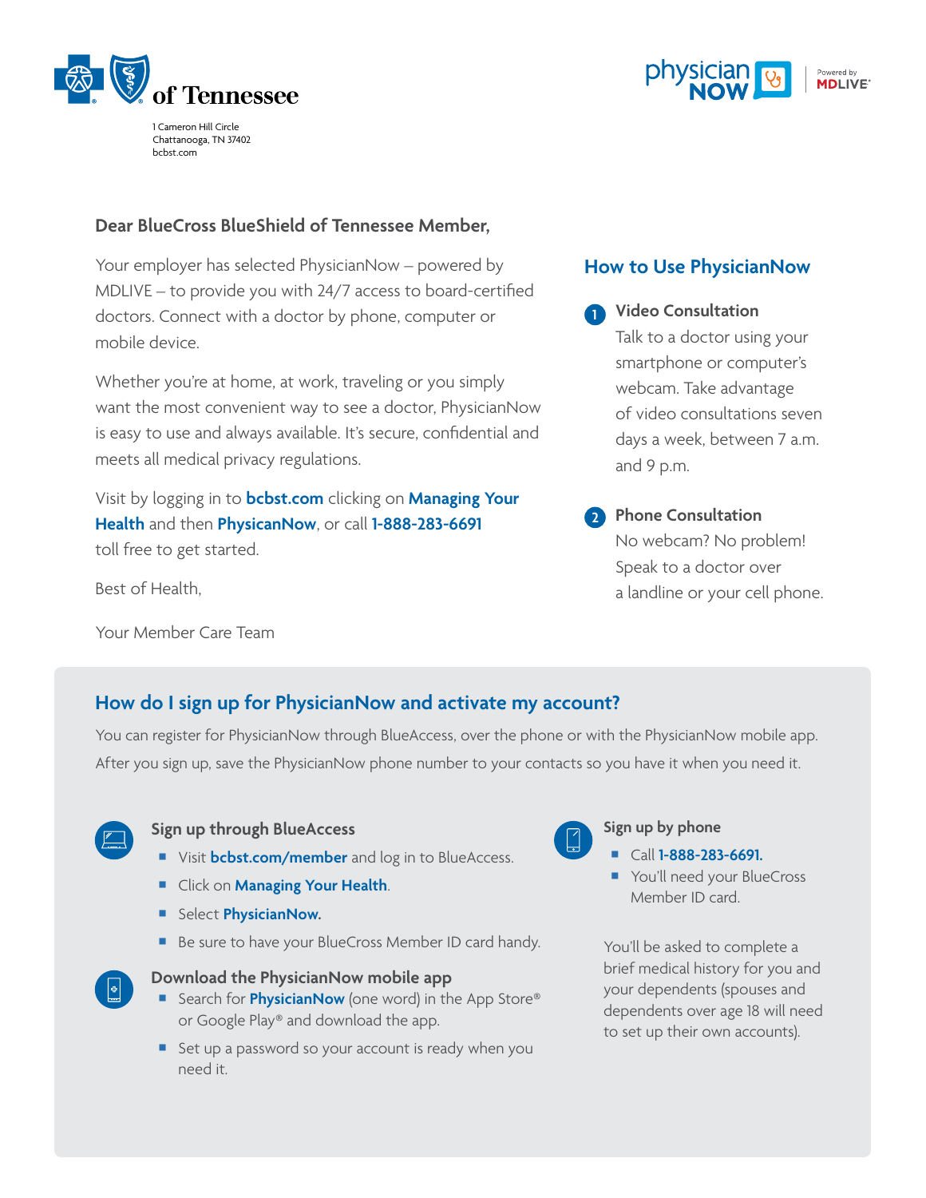BlueCross BlueShield of Tennessee

1 Cameron Hill Circle
Chattanooga, TN 37402
bcbst.com

physician NOW

Powered by MDLIVE®

**Dear BlueCross BlueShield of Tennessee Member,**

Your employer has selected PhysicianNow – powered by MDLIVE – to provide you with 24/7 access to board-certified doctors. Connect with a doctor by phone, computer or mobile device.

Whether you're at home, at work, traveling or you simply want the most convenient way to see a doctor, PhysicianNow is easy to use and always available. It's secure, confidential and meets all medical privacy regulations.

Visit by logging in to **bcbst.com** clicking on **Managing Your Health** and then **PhysicanNow**, or call **1-888-283-6691** toll free to get started.

Best of Health,

Your Member Care Team

## How to Use PhysicianNow

1. **Video Consultation**
   Talk to a doctor using your smartphone or computer's webcam. Take advantage of video consultations seven days a week, between 7 a.m. and 9 p.m.

2. **Phone Consultation**
   No webcam? No problem! Speak to a doctor over a landline or your cell phone.

## How do I sign up for PhysicianNow and activate my account?

You can register for PhysicianNow through BlueAccess, over the phone or with the PhysicianNow mobile app. After you sign up, save the PhysicianNow phone number to your contacts so you have it when you need it.

### Sign up through BlueAccess

- Visit **bcbst.com/member** and log in to BlueAccess.
- Click on **Managing Your Health**.
- Select **PhysicianNow.**
- Be sure to have your BlueCross Member ID card handy.

### Download the PhysicianNow mobile app

- Search for **PhysicianNow** (one word) in the App Store® or Google Play® and download the app.
- Set up a password so your account is ready when you need it.

### Sign up by phone

- Call **1-888-283-6691.**
- You'll need your BlueCross Member ID card.

You'll be asked to complete a brief medical history for you and your dependents (spouses and dependents over age 18 will need to set up their own accounts).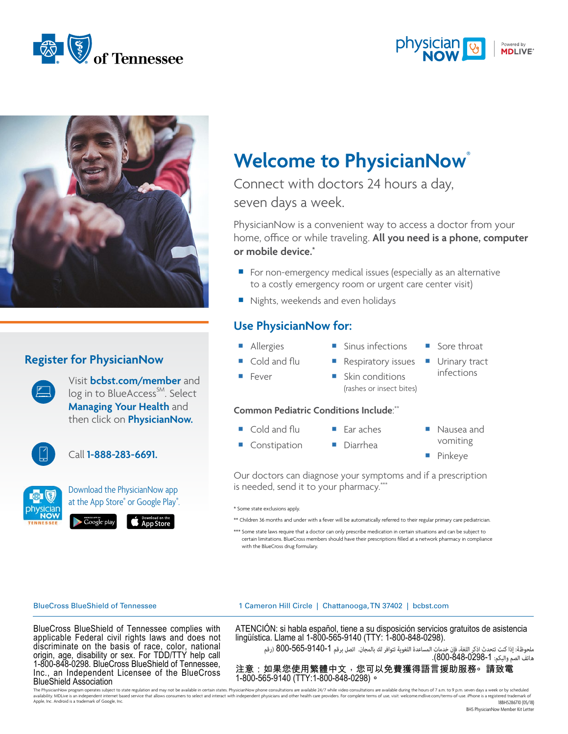BlueCross BlueShield of Tennessee

physician NOW | Powered by MDLIVE®

# Welcome to PhysicianNow®

## Connect with doctors 24 hours a day, seven days a week.

PhysicianNow is a convenient way to access a doctor from your home, office or while traveling. **All you need is a phone, computer or mobile device.***

- For non-emergency medical issues (especially as an alternative to a costly emergency room or urgent care center visit)
- Nights, weekends and even holidays

## Use PhysicianNow for:

- Allergies
- Cold and flu
- Fever
- Sinus infections
- Respiratory issues
- Skin conditions (rashes or insect bites)
- Sore throat
- Urinary tract infections

### Common Pediatric Conditions Include:**

- Cold and flu
- Constipation
- Ear aches
- Diarrhea
- Nausea and vomiting
- Pinkeye

Our doctors can diagnose your symptoms and if a prescription is needed, send it to your pharmacy.***

\* Some state exclusions apply.

** Children 36 months and under with a fever will be automatically referred to their regular primary care pediatrician.

*** Some state laws require that a doctor can only prescribe medication in certain situations and can be subject to certain limitations. BlueCross members should have their prescriptions filled at a network pharmacy in compliance with the BlueCross drug formulary.

## Register for PhysicianNow

Visit **bcbst.com/member** and log in to BlueAccess℠. Select **Managing Your Health** and then click on **PhysicianNow.**

Call **1-888-283-6691.**

Download the PhysicianNow app at the App Store® or Google Play®.

BlueCross BlueShield of Tennessee | 1 Cameron Hill Circle | Chattanooga, TN 37402 | bcbst.com

BlueCross BlueShield of Tennessee complies with applicable Federal civil rights laws and does not discriminate on the basis of race, color, national origin, age, disability or sex. For TDD/TTY help call 1-800-848-0298. BlueCross BlueShield of Tennessee, Inc., an Independent Licensee of the BlueCross BlueShield Association

ATENCIÓN: si habla español, tiene a su disposición servicios gratuitos de asistencia lingüística. Llame al 1-800-565-9140 (TTY: 1-800-848-0298).

ملحوظة: إذا كنت تتحدث اذكر اللغة، فإن خدمات المساعدة اللغوية تتوافر لك بالمجان. اتصل برقم 1-800-565-9140 (رقم هاتف الصم والبكم: 1-800-848-0298).

注意：如果您使用繁體中文，您可以免費獲得語言援助服務。請致電 1-800-565-9140 (TTY:1-800-848-0298)。

The PhysicianNow program operates subject to state regulation and may not be available in certain states. PhysicianNow phone consultations are available 24/7 while video consultations are available during the hours of 7 a.m. to 9 p.m. seven days a week or by scheduled availability. MDLive is an independent internet based service that allows consumers to select and interact with independent physicians and other health care providers. For complete terms of use, visit: welcome.mdlive.com/terms-of-use. iPhone is a registered trademark of Apple, Inc. Android is a trademark of Google, Inc.

18BHS286710 (05/18)
BHS PhysicianNow Member Kit Letter